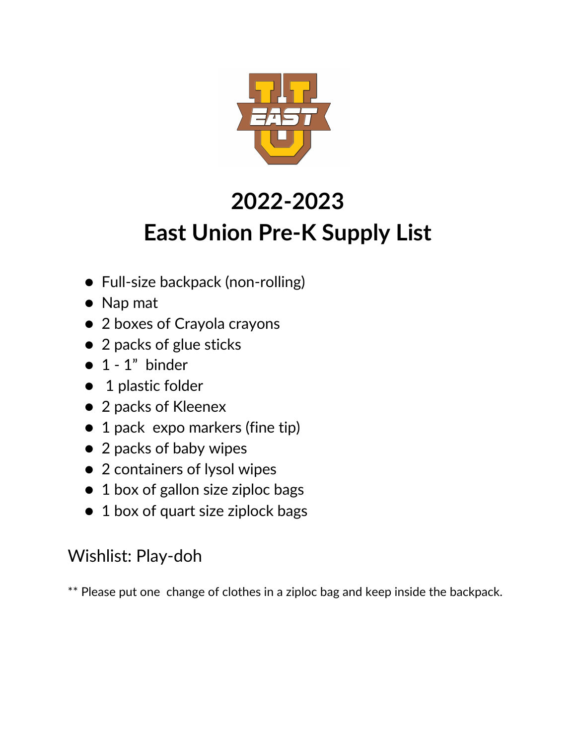# 2022-2023
# East Union Pre-K Supply List

- Full-size backpack (non-rolling)
- Nap mat
- 2 boxes of Crayola crayons
- 2 packs of glue sticks
- 1 - 1" binder
- 1 plastic folder
- 2 packs of Kleenex
- 1 pack expo markers (fine tip)
- 2 packs of baby wipes
- 2 containers of lysol wipes
- 1 box of gallon size ziploc bags
- 1 box of quart size ziplock bags

Wishlist: Play-doh

** Please put one change of clothes in a ziploc bag and keep inside the backpack.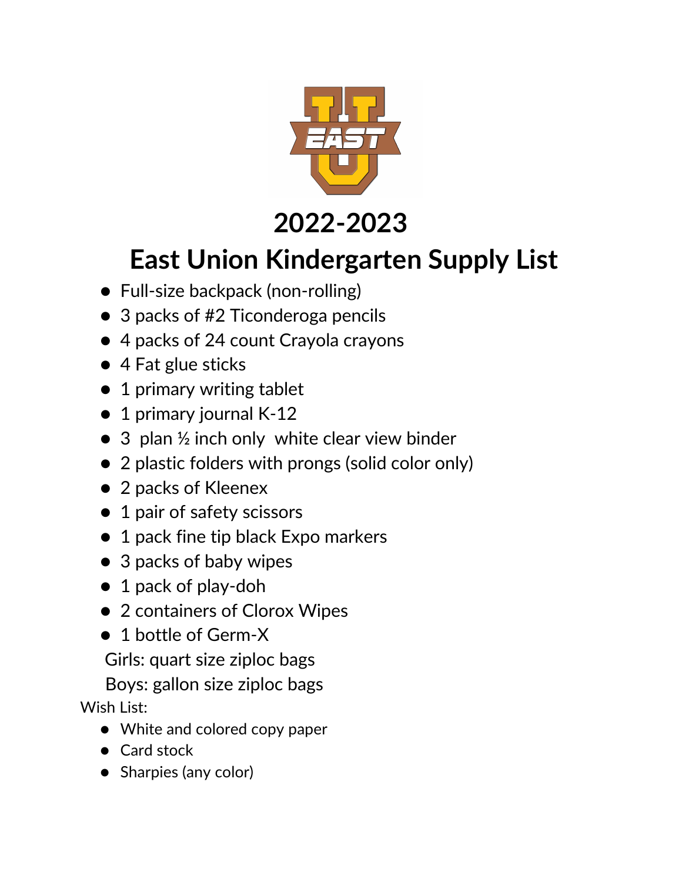# 2022-2023

# East Union Kindergarten Supply List

- Full-size backpack (non-rolling)
- 3 packs of #2 Ticonderoga pencils
- 4 packs of 24 count Crayola crayons
- 4 Fat glue sticks
- 1 primary writing tablet
- 1 primary journal K-12
- 3 plan ½ inch only white clear view binder
- 2 plastic folders with prongs (solid color only)
- 2 packs of Kleenex
- 1 pair of safety scissors
- 1 pack fine tip black Expo markers
- 3 packs of baby wipes
- 1 pack of play-doh
- 2 containers of Clorox Wipes
- 1 bottle of Germ-X

Girls: quart size ziploc bags

Boys: gallon size ziploc bags

Wish List:

- White and colored copy paper
- Card stock
- Sharpies (any color)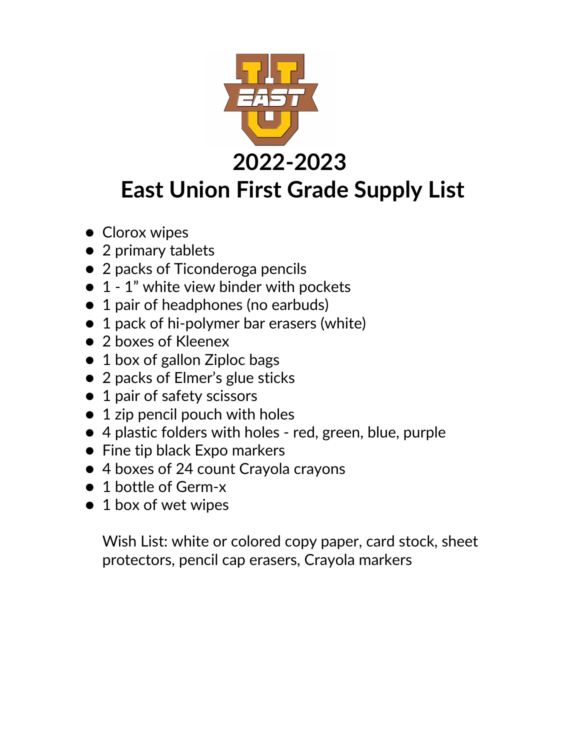# 2022-2023
# East Union First Grade Supply List

- Clorox wipes
- 2 primary tablets
- 2 packs of Ticonderoga pencils
- 1 - 1" white view binder with pockets
- 1 pair of headphones (no earbuds)
- 1 pack of hi-polymer bar erasers (white)
- 2 boxes of Kleenex
- 1 box of gallon Ziploc bags
- 2 packs of Elmer's glue sticks
- 1 pair of safety scissors
- 1 zip pencil pouch with holes
- 4 plastic folders with holes - red, green, blue, purple
- Fine tip black Expo markers
- 4 boxes of 24 count Crayola crayons
- 1 bottle of Germ-x
- 1 box of wet wipes

Wish List: white or colored copy paper, card stock, sheet protectors, pencil cap erasers, Crayola markers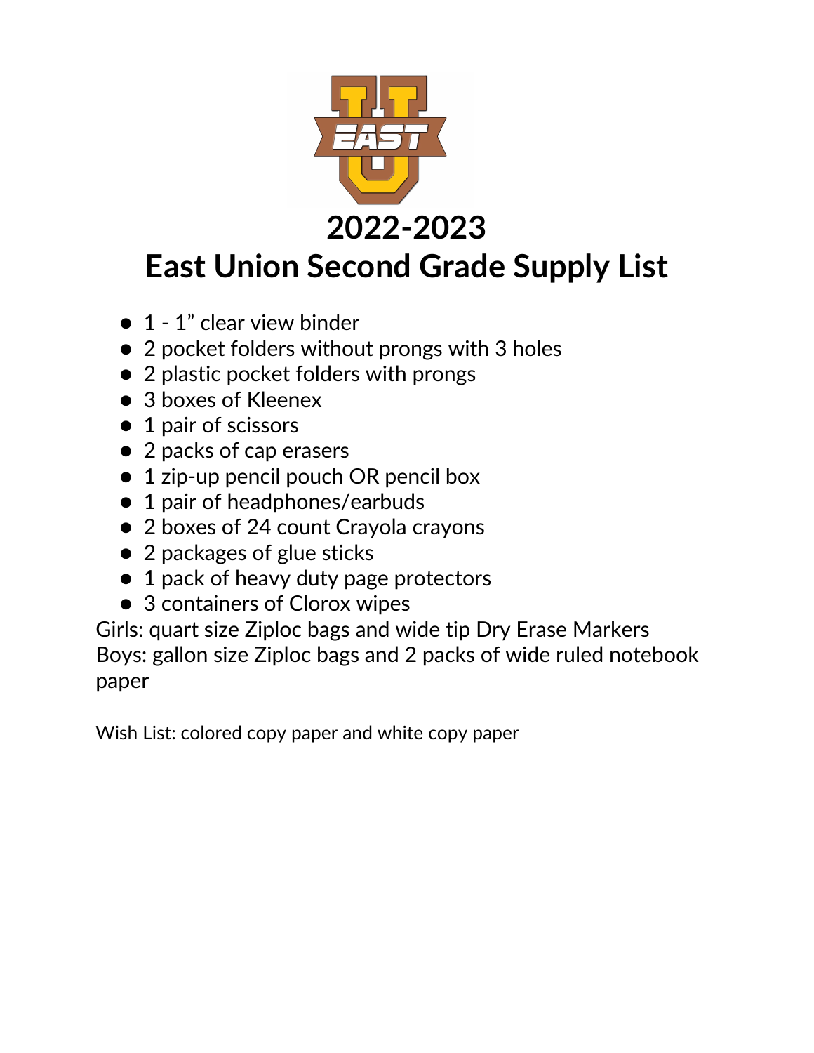# 2022-2023
# East Union Second Grade Supply List

- 1 - 1" clear view binder
- 2 pocket folders without prongs with 3 holes
- 2 plastic pocket folders with prongs
- 3 boxes of Kleenex
- 1 pair of scissors
- 2 packs of cap erasers
- 1 zip-up pencil pouch OR pencil box
- 1 pair of headphones/earbuds
- 2 boxes of 24 count Crayola crayons
- 2 packages of glue sticks
- 1 pack of heavy duty page protectors
- 3 containers of Clorox wipes

Girls: quart size Ziploc bags and wide tip Dry Erase Markers
Boys: gallon size Ziploc bags and 2 packs of wide ruled notebook paper

Wish List: colored copy paper and white copy paper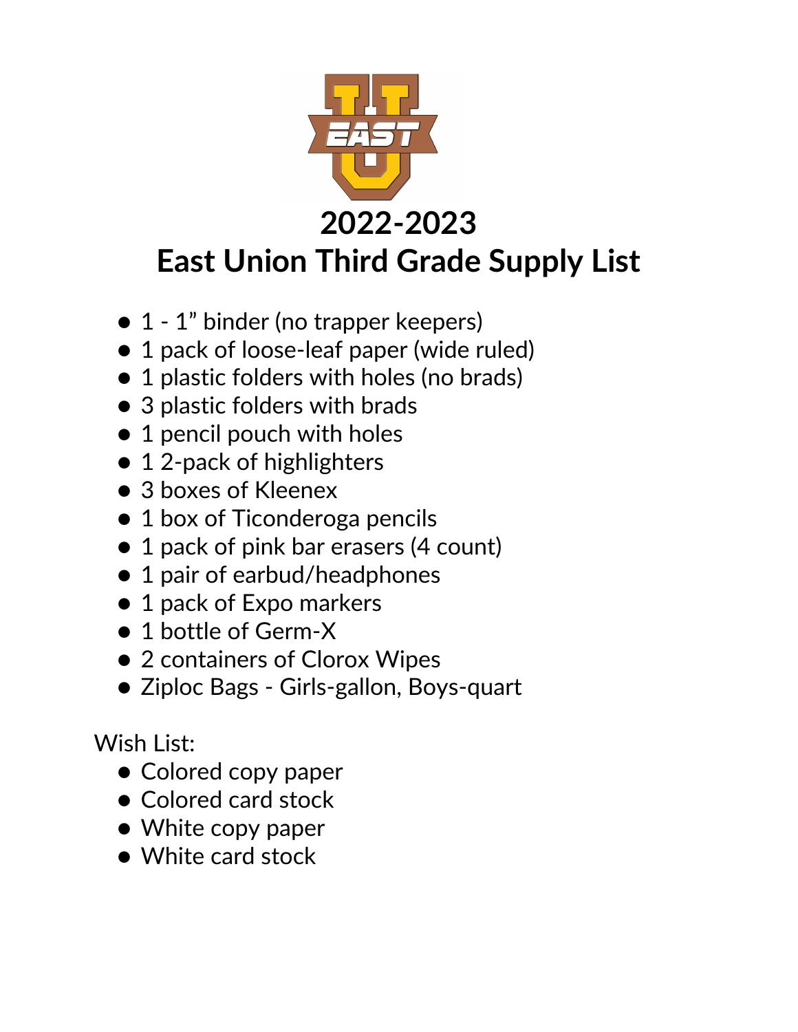# 2022-2023
# East Union Third Grade Supply List

- 1 - 1" binder (no trapper keepers)
- 1 pack of loose-leaf paper (wide ruled)
- 1 plastic folders with holes (no brads)
- 3 plastic folders with brads
- 1 pencil pouch with holes
- 1 2-pack of highlighters
- 3 boxes of Kleenex
- 1 box of Ticonderoga pencils
- 1 pack of pink bar erasers (4 count)
- 1 pair of earbud/headphones
- 1 pack of Expo markers
- 1 bottle of Germ-X
- 2 containers of Clorox Wipes
- Ziploc Bags - Girls-gallon, Boys-quart

Wish List:

- Colored copy paper
- Colored card stock
- White copy paper
- White card stock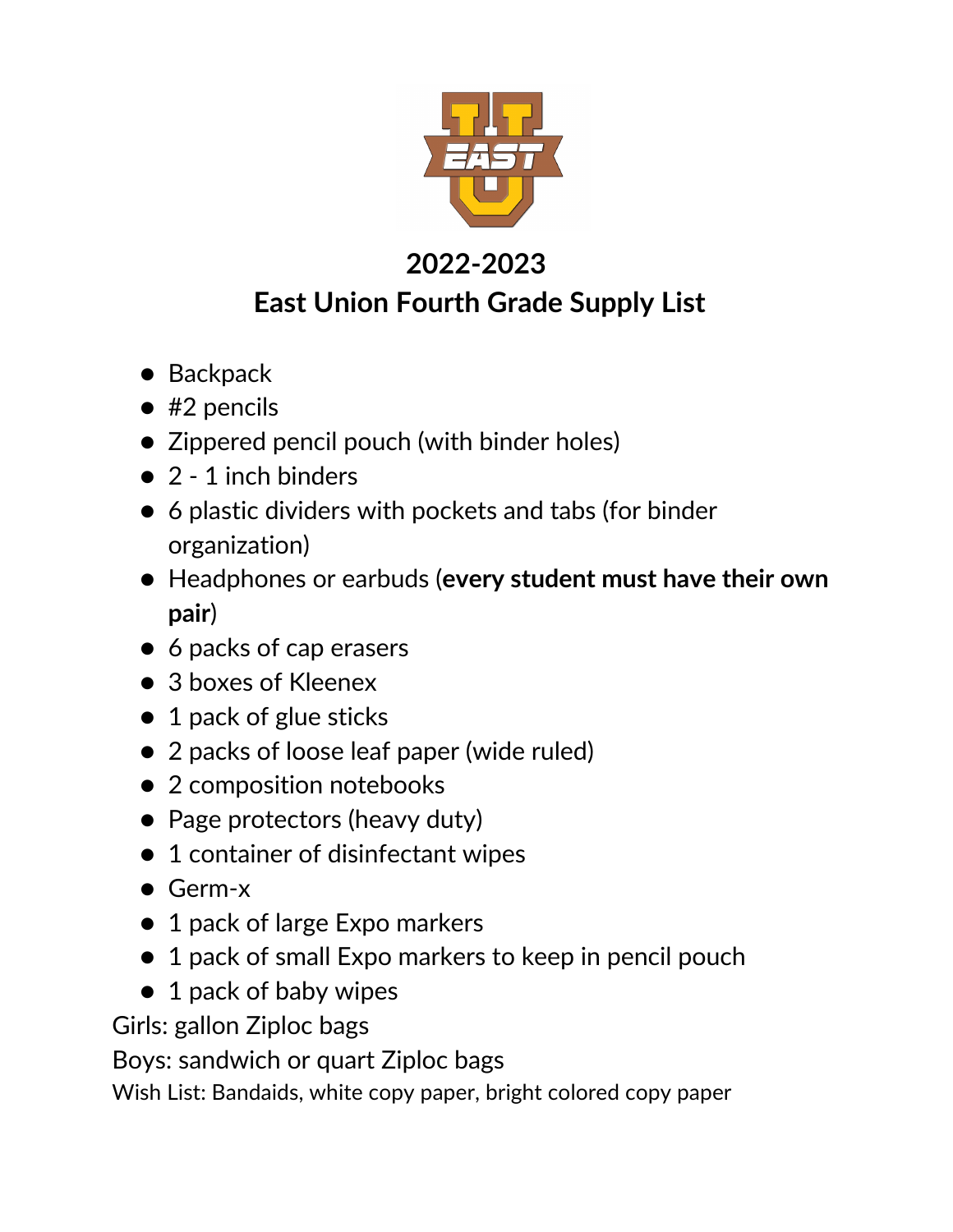## 2022-2023
## East Union Fourth Grade Supply List

- Backpack
- #2 pencils
- Zippered pencil pouch (with binder holes)
- 2 - 1 inch binders
- 6 plastic dividers with pockets and tabs (for binder organization)
- Headphones or earbuds (**every student must have their own pair**)
- 6 packs of cap erasers
- 3 boxes of Kleenex
- 1 pack of glue sticks
- 2 packs of loose leaf paper (wide ruled)
- 2 composition notebooks
- Page protectors (heavy duty)
- 1 container of disinfectant wipes
- Germ-x
- 1 pack of large Expo markers
- 1 pack of small Expo markers to keep in pencil pouch
- 1 pack of baby wipes

Girls: gallon Ziploc bags

Boys: sandwich or quart Ziploc bags

Wish List: Bandaids, white copy paper, bright colored copy paper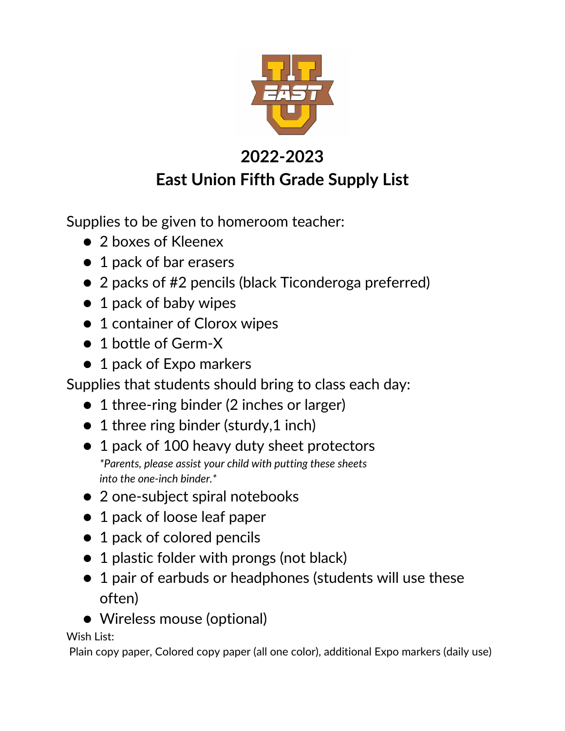# 2022-2023
# East Union Fifth Grade Supply List

Supplies to be given to homeroom teacher:

- 2 boxes of Kleenex
- 1 pack of bar erasers
- 2 packs of #2 pencils (black Ticonderoga preferred)
- 1 pack of baby wipes
- 1 container of Clorox wipes
- 1 bottle of Germ-X
- 1 pack of Expo markers

Supplies that students should bring to class each day:

- 1 three-ring binder (2 inches or larger)
- 1 three ring binder (sturdy,1 inch)
- 1 pack of 100 heavy duty sheet protectors
  *\*Parents, please assist your child with putting these sheets into the one-inch binder.\**
- 2 one-subject spiral notebooks
- 1 pack of loose leaf paper
- 1 pack of colored pencils
- 1 plastic folder with prongs (not black)
- 1 pair of earbuds or headphones (students will use these often)
- Wireless mouse (optional)

Wish List:
Plain copy paper, Colored copy paper (all one color), additional Expo markers (daily use)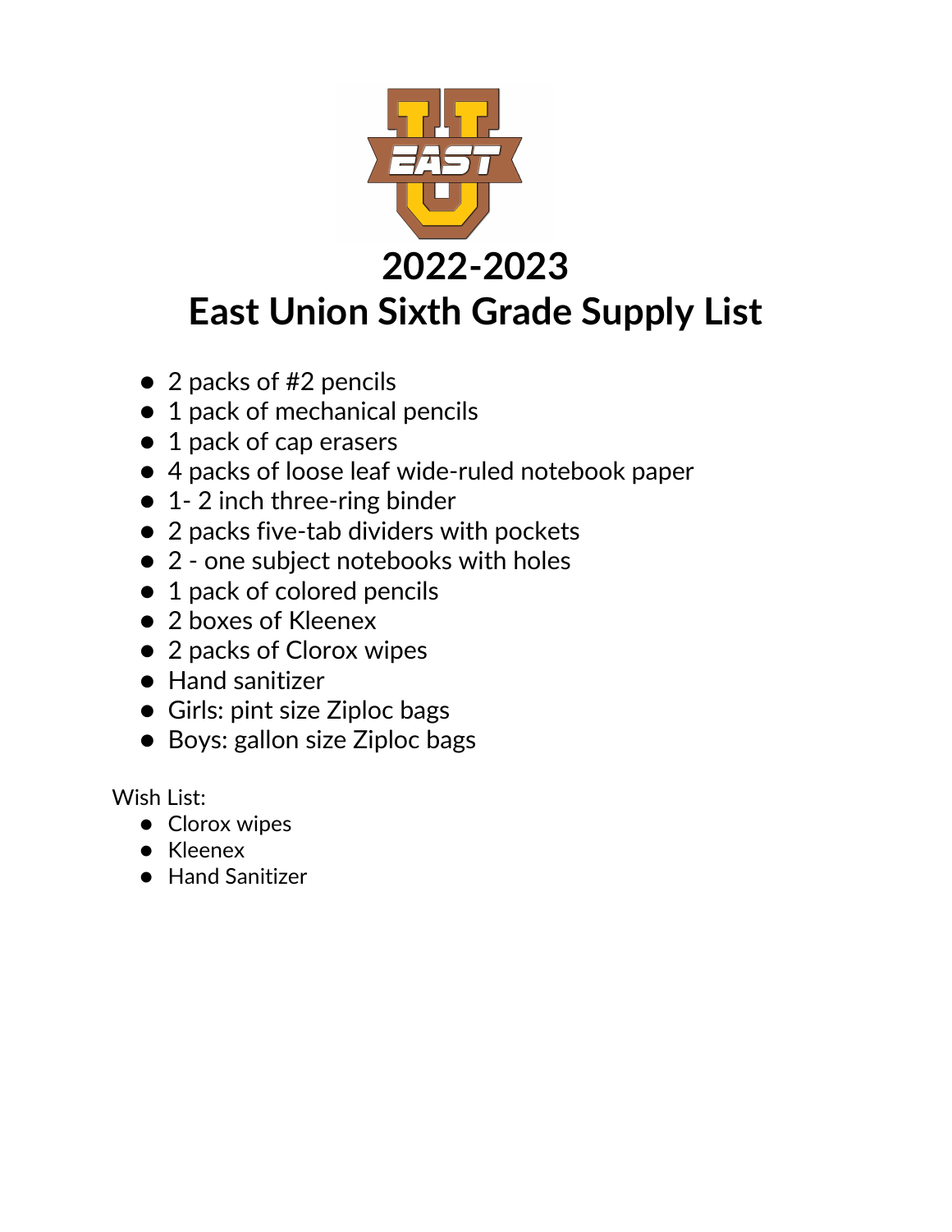# 2022-2023
# East Union Sixth Grade Supply List

- 2 packs of #2 pencils
- 1 pack of mechanical pencils
- 1 pack of cap erasers
- 4 packs of loose leaf wide-ruled notebook paper
- 1- 2 inch three-ring binder
- 2 packs five-tab dividers with pockets
- 2 - one subject notebooks with holes
- 1 pack of colored pencils
- 2 boxes of Kleenex
- 2 packs of Clorox wipes
- Hand sanitizer
- Girls: pint size Ziploc bags
- Boys: gallon size Ziploc bags

Wish List:

- Clorox wipes
- Kleenex
- Hand Sanitizer